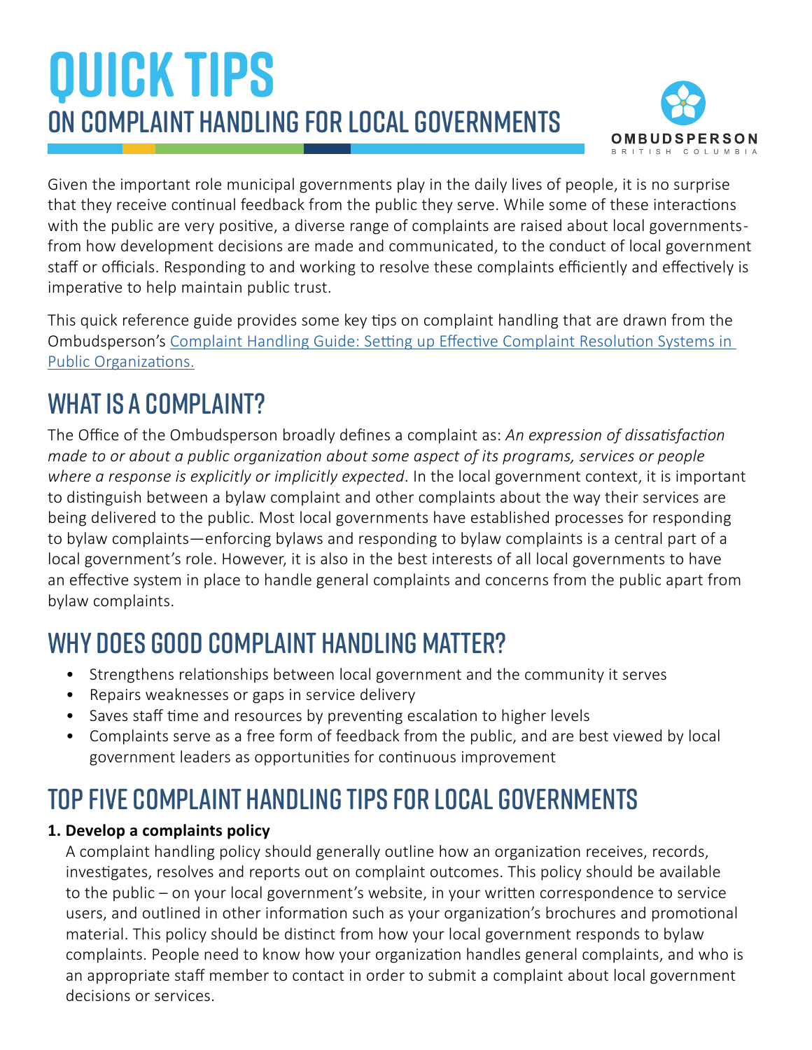# QUICK TIPS

## ON COMPLAINT HANDLING FOR LOCAL GOVERNMENTS

OMBUDSPERSON
BRITISH COLUMBIA

Given the important role municipal governments play in the daily lives of people, it is no surprise that they receive continual feedback from the public they serve. While some of these interactions with the public are very positive, a diverse range of complaints are raised about local governments- from how development decisions are made and communicated, to the conduct of local government staff or officials. Responding to and working to resolve these complaints efficiently and effectively is imperative to help maintain public trust.

This quick reference guide provides some key tips on complaint handling that are drawn from the Ombudsperson's [Complaint Handling Guide: Setting up Effective Complaint Resolution Systems in Public Organizations.]()

## WHAT IS A COMPLAINT?

The Office of the Ombudsperson broadly defines a complaint as: *An expression of dissatisfaction made to or about a public organization about some aspect of its programs, services or people where a response is explicitly or implicitly expected*. In the local government context, it is important to distinguish between a bylaw complaint and other complaints about the way their services are being delivered to the public. Most local governments have established processes for responding to bylaw complaints—enforcing bylaws and responding to bylaw complaints is a central part of a local government's role. However, it is also in the best interests of all local governments to have an effective system in place to handle general complaints and concerns from the public apart from bylaw complaints.

## WHY DOES GOOD COMPLAINT HANDLING MATTER?

- Strengthens relationships between local government and the community it serves
- Repairs weaknesses or gaps in service delivery
- Saves staff time and resources by preventing escalation to higher levels
- Complaints serve as a free form of feedback from the public, and are best viewed by local government leaders as opportunities for continuous improvement

## TOP FIVE COMPLAINT HANDLING TIPS FOR LOCAL GOVERNMENTS

**1. Develop a complaints policy**

A complaint handling policy should generally outline how an organization receives, records, investigates, resolves and reports out on complaint outcomes. This policy should be available to the public – on your local government's website, in your written correspondence to service users, and outlined in other information such as your organization's brochures and promotional material. This policy should be distinct from how your local government responds to bylaw complaints. People need to know how your organization handles general complaints, and who is an appropriate staff member to contact in order to submit a complaint about local government decisions or services.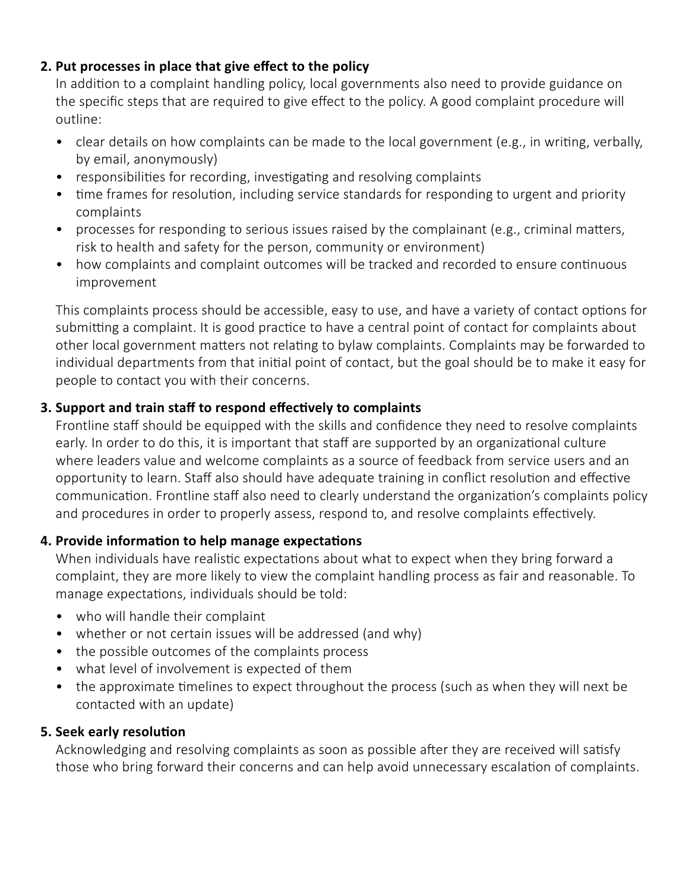**2. Put processes in place that give effect to the policy**

In addition to a complaint handling policy, local governments also need to provide guidance on the specific steps that are required to give effect to the policy. A good complaint procedure will outline:

- clear details on how complaints can be made to the local government (e.g., in writing, verbally, by email, anonymously)
- responsibilities for recording, investigating and resolving complaints
- time frames for resolution, including service standards for responding to urgent and priority complaints
- processes for responding to serious issues raised by the complainant (e.g., criminal matters, risk to health and safety for the person, community or environment)
- how complaints and complaint outcomes will be tracked and recorded to ensure continuous improvement

This complaints process should be accessible, easy to use, and have a variety of contact options for submitting a complaint. It is good practice to have a central point of contact for complaints about other local government matters not relating to bylaw complaints. Complaints may be forwarded to individual departments from that initial point of contact, but the goal should be to make it easy for people to contact you with their concerns.

**3. Support and train staff to respond effectively to complaints**

Frontline staff should be equipped with the skills and confidence they need to resolve complaints early. In order to do this, it is important that staff are supported by an organizational culture where leaders value and welcome complaints as a source of feedback from service users and an opportunity to learn. Staff also should have adequate training in conflict resolution and effective communication. Frontline staff also need to clearly understand the organization's complaints policy and procedures in order to properly assess, respond to, and resolve complaints effectively.

**4. Provide information to help manage expectations**

When individuals have realistic expectations about what to expect when they bring forward a complaint, they are more likely to view the complaint handling process as fair and reasonable. To manage expectations, individuals should be told:

- who will handle their complaint
- whether or not certain issues will be addressed (and why)
- the possible outcomes of the complaints process
- what level of involvement is expected of them
- the approximate timelines to expect throughout the process (such as when they will next be contacted with an update)

**5. Seek early resolution**

Acknowledging and resolving complaints as soon as possible after they are received will satisfy those who bring forward their concerns and can help avoid unnecessary escalation of complaints.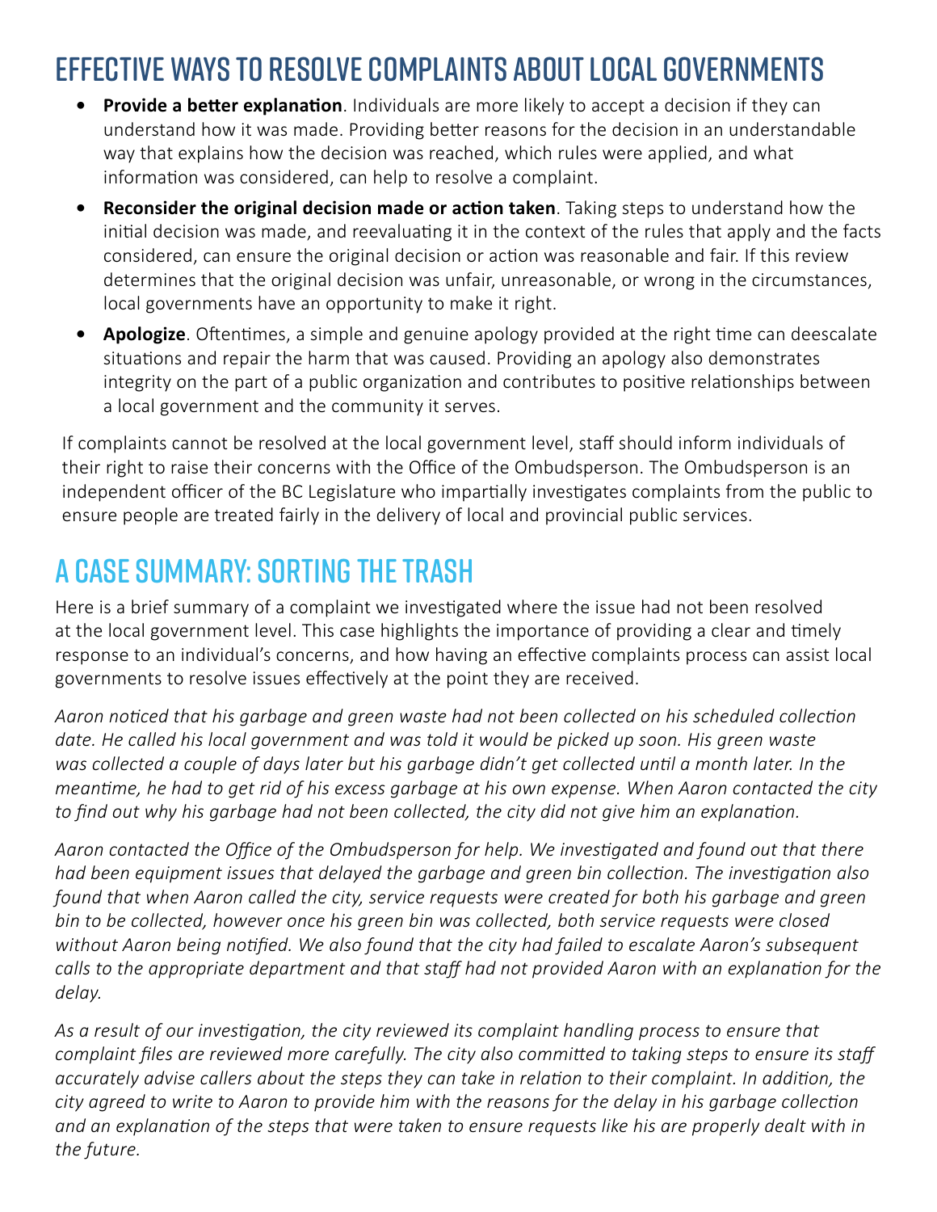## Effective ways to resolve complaints about local governments

- **Provide a better explanation**. Individuals are more likely to accept a decision if they can understand how it was made. Providing better reasons for the decision in an understandable way that explains how the decision was reached, which rules were applied, and what information was considered, can help to resolve a complaint.
- **Reconsider the original decision made or action taken**. Taking steps to understand how the initial decision was made, and reevaluating it in the context of the rules that apply and the facts considered, can ensure the original decision or action was reasonable and fair. If this review determines that the original decision was unfair, unreasonable, or wrong in the circumstances, local governments have an opportunity to make it right.
- **Apologize**. Oftentimes, a simple and genuine apology provided at the right time can deescalate situations and repair the harm that was caused. Providing an apology also demonstrates integrity on the part of a public organization and contributes to positive relationships between a local government and the community it serves.

If complaints cannot be resolved at the local government level, staff should inform individuals of their right to raise their concerns with the Office of the Ombudsperson. The Ombudsperson is an independent officer of the BC Legislature who impartially investigates complaints from the public to ensure people are treated fairly in the delivery of local and provincial public services.

## A case summary: Sorting the trash

Here is a brief summary of a complaint we investigated where the issue had not been resolved at the local government level. This case highlights the importance of providing a clear and timely response to an individual's concerns, and how having an effective complaints process can assist local governments to resolve issues effectively at the point they are received.

*Aaron noticed that his garbage and green waste had not been collected on his scheduled collection date. He called his local government and was told it would be picked up soon. His green waste was collected a couple of days later but his garbage didn't get collected until a month later. In the meantime, he had to get rid of his excess garbage at his own expense. When Aaron contacted the city to find out why his garbage had not been collected, the city did not give him an explanation.*

*Aaron contacted the Office of the Ombudsperson for help. We investigated and found out that there had been equipment issues that delayed the garbage and green bin collection. The investigation also found that when Aaron called the city, service requests were created for both his garbage and green bin to be collected, however once his green bin was collected, both service requests were closed without Aaron being notified. We also found that the city had failed to escalate Aaron's subsequent calls to the appropriate department and that staff had not provided Aaron with an explanation for the delay.*

*As a result of our investigation, the city reviewed its complaint handling process to ensure that complaint files are reviewed more carefully. The city also committed to taking steps to ensure its staff accurately advise callers about the steps they can take in relation to their complaint. In addition, the city agreed to write to Aaron to provide him with the reasons for the delay in his garbage collection and an explanation of the steps that were taken to ensure requests like his are properly dealt with in the future.*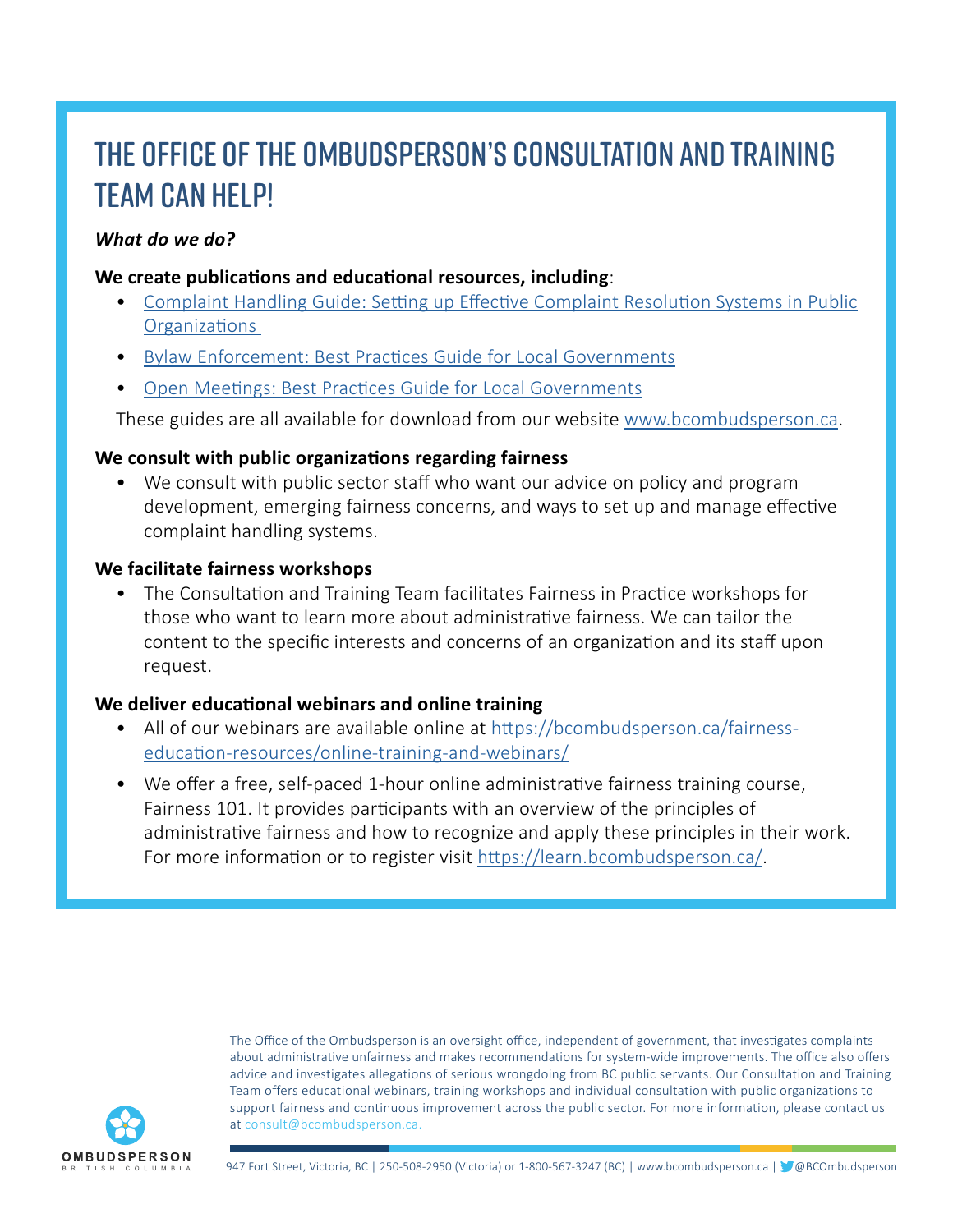# The Office of the Ombudsperson's Consultation and Training Team Can Help!

***What do we do?***

**We create publications and educational resources, including**:

- Complaint Handling Guide: Setting up Effective Complaint Resolution Systems in Public Organizations
- Bylaw Enforcement: Best Practices Guide for Local Governments
- Open Meetings: Best Practices Guide for Local Governments

These guides are all available for download from our website www.bcombudsperson.ca.

**We consult with public organizations regarding fairness**

- We consult with public sector staff who want our advice on policy and program development, emerging fairness concerns, and ways to set up and manage effective complaint handling systems.

**We facilitate fairness workshops**

- The Consultation and Training Team facilitates Fairness in Practice workshops for those who want to learn more about administrative fairness. We can tailor the content to the specific interests and concerns of an organization and its staff upon request.

**We deliver educational webinars and online training**

- All of our webinars are available online at https://bcombudsperson.ca/fairness-education-resources/online-training-and-webinars/
- We offer a free, self-paced 1-hour online administrative fairness training course, Fairness 101. It provides participants with an overview of the principles of administrative fairness and how to recognize and apply these principles in their work. For more information or to register visit https://learn.bcombudsperson.ca/.

The Office of the Ombudsperson is an oversight office, independent of government, that investigates complaints about administrative unfairness and makes recommendations for system-wide improvements. The office also offers advice and investigates allegations of serious wrongdoing from BC public servants. Our Consultation and Training Team offers educational webinars, training workshops and individual consultation with public organizations to support fairness and continuous improvement across the public sector. For more information, please contact us at consult@bcombudsperson.ca.

OMBUDSPERSON BRITISH COLUMBIA

947 Fort Street, Victoria, BC | 250-508-2950 (Victoria) or 1-800-567-3247 (BC) | www.bcombudsperson.ca | @BCOmbudsperson